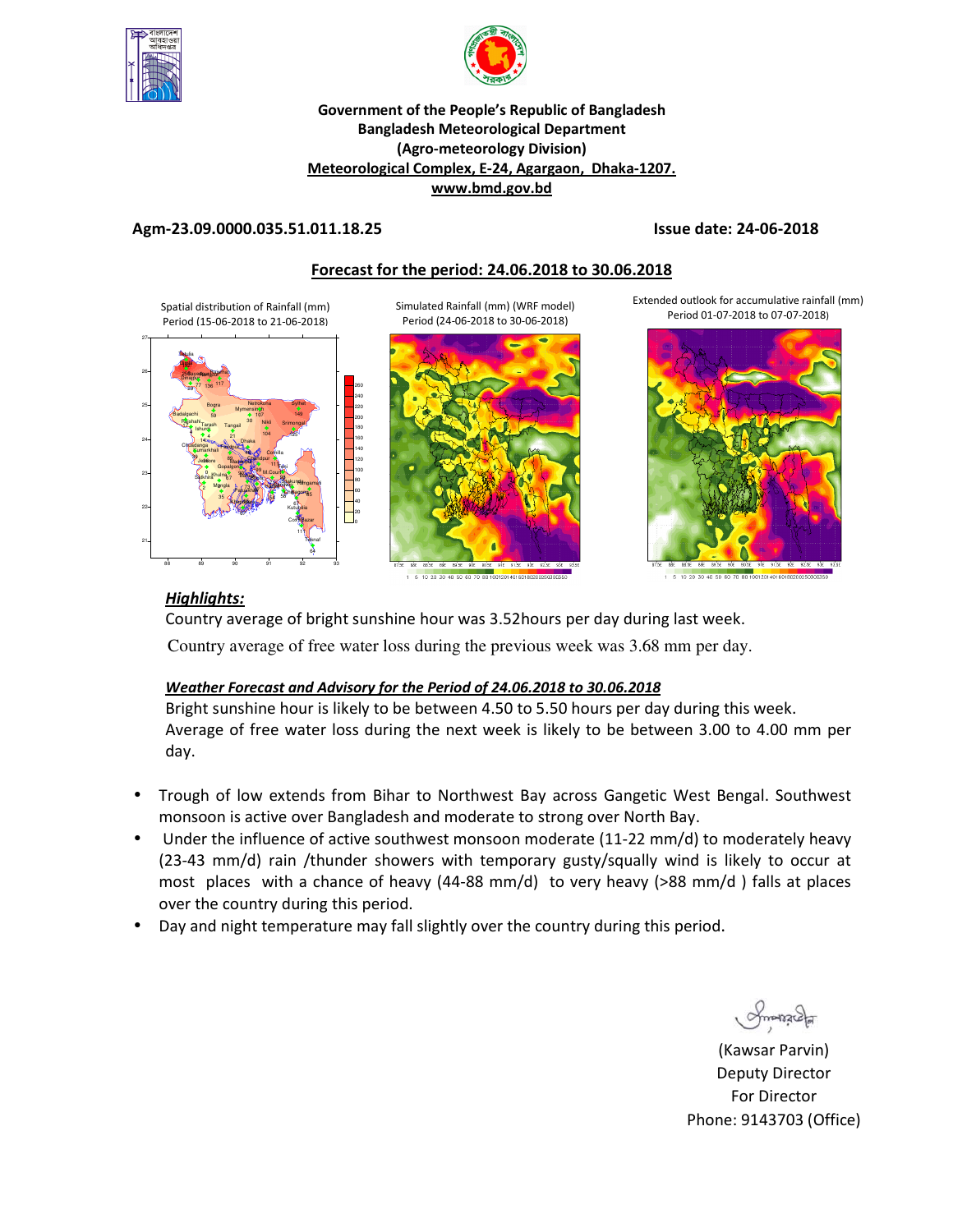**Government of the People's Republic of Bangladesh**
**Bangladesh Meteorological Department**
**(Agro-meteorology Division)**
**Meteorological Complex, E-24, Agargaon, Dhaka-1207.**
**www.bmd.gov.bd**

**Agm-23.09.0000.035.51.011.18.25** **Issue date: 24-06-2018**

## Forecast for the period: 24.06.2018 to 30.06.2018

Spatial distribution of Rainfall (mm) Period (15-06-2018 to 21-06-2018)

Simulated Rainfall (mm) (WRF model) Period (24-06-2018 to 30-06-2018)

Extended outlook for accumulative rainfall (mm) Period 01-07-2018 to 07-07-2018)

***Highlights:***

Country average of bright sunshine hour was 3.52hours per day during last week.

Country average of free water loss during the previous week was 3.68 mm per day.

***Weather Forecast and Advisory for the Period of 24.06.2018 to 30.06.2018***

Bright sunshine hour is likely to be between 4.50 to 5.50 hours per day during this week.
Average of free water loss during the next week is likely to be between 3.00 to 4.00 mm per day.

- Trough of low extends from Bihar to Northwest Bay across Gangetic West Bengal. Southwest monsoon is active over Bangladesh and moderate to strong over North Bay.
- Under the influence of active southwest monsoon moderate (11-22 mm/d) to moderately heavy (23-43 mm/d) rain /thunder showers with temporary gusty/squally wind is likely to occur at most places with a chance of heavy (44-88 mm/d) to very heavy (>88 mm/d ) falls at places over the country during this period.
- Day and night temperature may fall slightly over the country during this period.

(Kawsar Parvin)
Deputy Director
For Director
Phone: 9143703 (Office)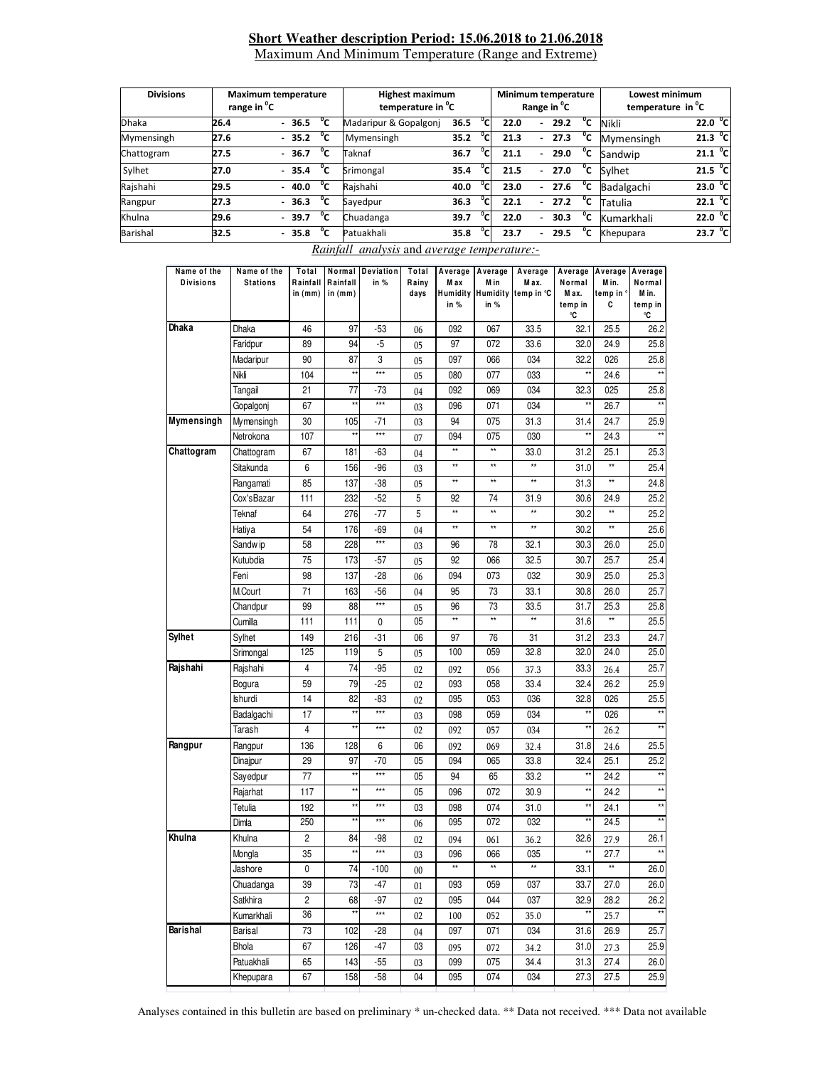## Short Weather description Period: 15.06.2018 to 21.06.2018

Maximum And Minimum Temperature (Range and Extreme)

| Divisions | Maximum temperature range in °C | Highest maximum temperature in °C | | Minimum temperature Range in °C | Lowest minimum temperature in °C | |
|---|---|---|---|---|---|---|
| Dhaka | 26.4 - 36.5 °C | Madaripur & Gopalgonj | 36.5 °C | 22.0 - 29.2 °C | Nikli | 22.0 °C |
| Mymensingh | 27.6 - 35.2 °C | Mymensingh | 35.2 °C | 21.3 - 27.3 °C | Mymensingh | 21.3 °C |
| Chattogram | 27.5 - 36.7 °C | Taknaf | 36.7 °C | 21.1 - 29.0 °C | Sandwip | 21.1 °C |
| Sylhet | 27.0 - 35.4 °C | Srimongal | 35.4 °C | 21.5 - 27.0 °C | Sylhet | 21.5 °C |
| Rajshahi | 29.5 - 40.0 °C | Rajshahi | 40.0 °C | 23.0 - 27.6 °C | Badalgachi | 23.0 °C |
| Rangpur | 27.3 - 36.3 °C | Sayedpur | 36.3 °C | 22.1 - 27.2 °C | Tatulia | 22.1 °C |
| Khulna | 29.6 - 39.7 °C | Chuadanga | 39.7 °C | 22.0 - 30.3 °C | Kumarkhali | 22.0 °C |
| Barishal | 32.5 - 35.8 °C | Patuakhali | 35.8 °C | 23.7 - 29.5 °C | Khepupara | 23.7 °C |

*Rainfall analysis* and *average temperature:-*

| Name of the Divisions | Name of the Stations | Total Rainfall in (mm) | Normal Rainfall in (mm) | Deviation in % | Total Rainy days | Average Max Humidity in % | Average Min Humidity in % | Average Max. temp in °C | Average Normal Max. temp in °C | Average Min. temp in °C | Average Normal Min. temp in °C |
|---|---|---|---|---|---|---|---|---|---|---|---|
| Dhaka | Dhaka | 46 | 97 | -53 | 06 | 092 | 067 | 33.5 | 32.1 | 25.5 | 26.2 |
| | Faridpur | 89 | 94 | -5 | 05 | 97 | 072 | 33.6 | 32.0 | 24.9 | 25.8 |
| | Madaripur | 90 | 87 | 3 | 05 | 097 | 066 | 034 | 32.2 | 026 | 25.8 |
| | Nikli | 104 | ** | *** | 05 | 080 | 077 | 033 | ** | 24.6 | ** |
| | Tangail | 21 | 77 | -73 | 04 | 092 | 069 | 034 | 32.3 | 025 | 25.8 |
| | Gopalgonj | 67 | ** | *** | 03 | 096 | 071 | 034 | ** | 26.7 | ** |
| Mymensingh | Mymensingh | 30 | 105 | -71 | 03 | 94 | 075 | 31.3 | 31.4 | 24.7 | 25.9 |
| | Netrokona | 107 | ** | *** | 07 | 094 | 075 | 030 | ** | 24.3 | ** |
| Chattogram | Chattogram | 67 | 181 | -63 | 04 | ** | ** | 33.0 | 31.2 | 25.1 | 25.3 |
| | Sitakunda | 6 | 156 | -96 | 03 | ** | ** | ** | 31.0 | ** | 25.4 |
| | Rangamati | 85 | 137 | -38 | 05 | ** | ** | ** | 31.3 | ** | 24.8 |
| | Cox'sBazar | 111 | 232 | -52 | 5 | 92 | 74 | 31.9 | 30.6 | 24.9 | 25.2 |
| | Teknaf | 64 | 276 | -77 | 5 | ** | ** | ** | 30.2 | ** | 25.2 |
| | Hatiya | 54 | 176 | -69 | 04 | ** | ** | ** | 30.2 | ** | 25.6 |
| | Sandwip | 58 | 228 | *** | 03 | 96 | 78 | 32.1 | 30.3 | 26.0 | 25.0 |
| | Kutubdia | 75 | 173 | -57 | 05 | 92 | 066 | 32.5 | 30.7 | 25.7 | 25.4 |
| | Feni | 98 | 137 | -28 | 06 | 094 | 073 | 032 | 30.9 | 25.0 | 25.3 |
| | M.Court | 71 | 163 | -56 | 04 | 95 | 73 | 33.1 | 30.8 | 26.0 | 25.7 |
| | Chandpur | 99 | 88 | *** | 05 | 96 | 73 | 33.5 | 31.7 | 25.3 | 25.8 |
| | Cumilla | 111 | 111 | 0 | 05 | ** | ** | ** | 31.6 | ** | 25.5 |
| Sylhet | Sylhet | 149 | 216 | -31 | 06 | 97 | 76 | 31 | 31.2 | 23.3 | 24.7 |
| | Srimongal | 125 | 119 | 5 | 05 | 100 | 059 | 32.8 | 32.0 | 24.0 | 25.0 |
| Rajshahi | Rajshahi | 4 | 74 | -95 | 02 | 092 | 056 | 37.3 | 33.3 | 26.4 | 25.7 |
| | Bogura | 59 | 79 | -25 | 02 | 093 | 058 | 33.4 | 32.4 | 26.2 | 25.9 |
| | Ishurdi | 14 | 82 | -83 | 02 | 095 | 053 | 036 | 32.8 | 026 | 25.5 |
| | Badalgachi | 17 | ** | *** | 03 | 098 | 059 | 034 | ** | 026 | ** |
| | Tarash | 4 | ** | *** | 02 | 092 | 057 | 034 | ** | 26.2 | ** |
| Rangpur | Rangpur | 136 | 128 | 6 | 06 | 092 | 069 | 32.4 | 31.8 | 24.6 | 25.5 |
| | Dinajpur | 29 | 97 | -70 | 05 | 094 | 065 | 33.8 | 32.4 | 25.1 | 25.2 |
| | Sayedpur | 77 | ** | *** | 05 | 94 | 65 | 33.2 | ** | 24.2 | ** |
| | Rajarhat | 117 | ** | *** | 05 | 096 | 072 | 30.9 | ** | 24.2 | ** |
| | Tetulia | 192 | ** | *** | 03 | 098 | 074 | 31.0 | ** | 24.1 | ** |
| | Dimla | 250 | ** | *** | 06 | 095 | 072 | 032 | ** | 24.5 | ** |
| Khulna | Khulna | 2 | 84 | -98 | 02 | 094 | 061 | 36.2 | 32.6 | 27.9 | 26.1 |
| | Mongla | 35 | ** | *** | 03 | 096 | 066 | 035 | ** | 27.7 | ** |
| | Jashore | 0 | 74 | -100 | 00 | ** | ** | ** | 33.1 | ** | 26.0 |
| | Chuadanga | 39 | 73 | -47 | 01 | 093 | 059 | 037 | 33.7 | 27.0 | 26.0 |
| | Satkhira | 2 | 68 | -97 | 02 | 095 | 044 | 037 | 32.9 | 28.2 | 26.2 |
| | Kumarkhali | 36 | ** | *** | 02 | 100 | 052 | 35.0 | ** | 25.7 | ** |
| Barishal | Barisal | 73 | 102 | -28 | 04 | 097 | 071 | 034 | 31.6 | 26.9 | 25.7 |
| | Bhola | 67 | 126 | -47 | 03 | 095 | 072 | 34.2 | 31.0 | 27.3 | 25.9 |
| | Patuakhali | 65 | 143 | -55 | 03 | 099 | 075 | 34.4 | 31.3 | 27.4 | 26.0 |
| | Khepupara | 67 | 158 | -58 | 04 | 095 | 074 | 034 | 27.3 | 27.5 | 25.9 |

Analyses contained in this bulletin are based on preliminary * un-checked data. ** Data not received. *** Data not available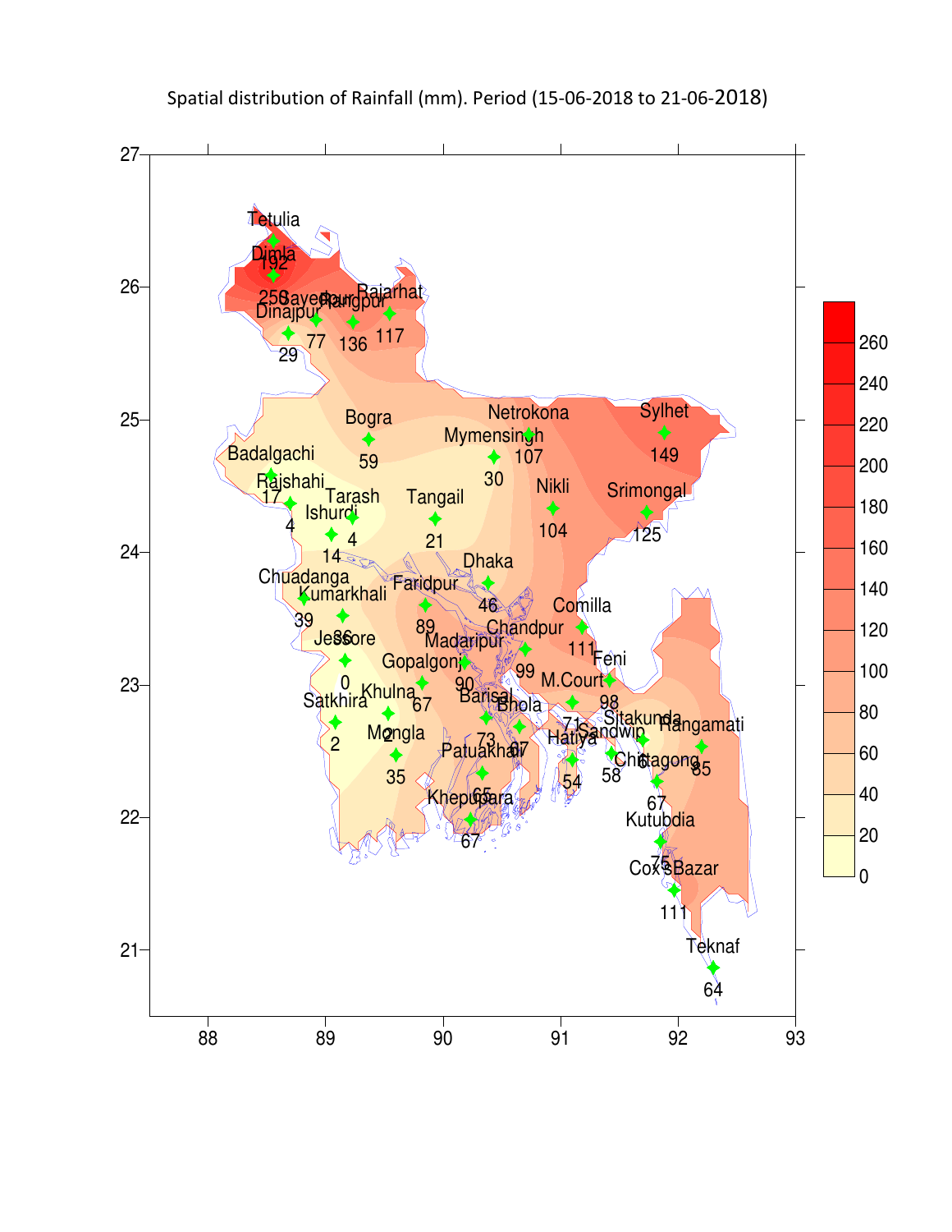Spatial distribution of Rainfall (mm). Period (15-06-2018 to 21-06-2018)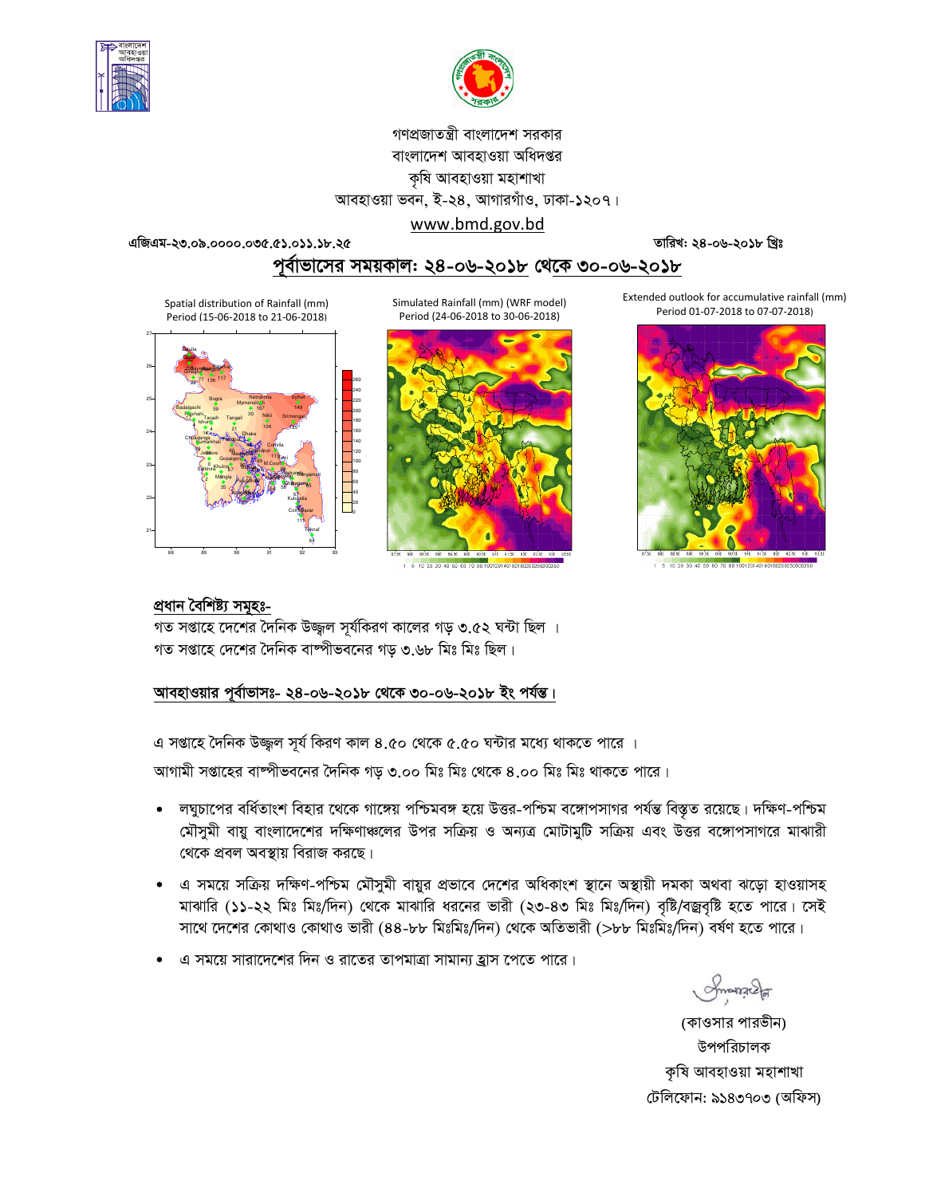গণপ্রজাতন্ত্রী বাংলাদেশ সরকার
বাংলাদেশ আবহাওয়া অধিদপ্তর
কৃষি আবহাওয়া মহাশাখা
আবহাওয়া ভবন, ই-২৪, আগারগাঁও, ঢাকা-১২০৭।
www.bmd.gov.bd

এজিএম-২৩.০৯.০০০০.০৩৫.৫১.০১১.১৮.২৫ তারিখ: ২৪-০৬-২০১৮ খ্রিঃ

## পূর্বাভাসের সময়কাল: ২৪-০৬-২০১৮ থেকে ৩০-০৬-২০১৮

Spatial distribution of Rainfall (mm) Period (15-06-2018 to 21-06-2018)

Simulated Rainfall (mm) (WRF model) Period (24-06-2018 to 30-06-2018)

Extended outlook for accumulative rainfall (mm) Period 01-07-2018 to 07-07-2018)

### প্রধান বৈশিষ্ট্য সমূহঃ-

গত সপ্তাহে দেশের দৈনিক উজ্জ্বল সূর্যকিরণ কালের গড় ৩.৫২ ঘন্টা ছিল ।
গত সপ্তাহে দেশের দৈনিক বাষ্পীভবনের গড় ৩.৬৮ মিঃ মিঃ ছিল।

### আবহাওয়ার পূর্বাভাসঃ- ২৪-০৬-২০১৮ থেকে ৩০-০৬-২০১৮ ইং পর্যন্ত।

এ সপ্তাহে দৈনিক উজ্জ্বল সূর্য কিরণ কাল ৪.৫০ থেকে ৫.৫০ ঘন্টার মধ্যে থাকতে পারে ।
আগামী সপ্তাহের বাষ্পীভবনের দৈনিক গড় ৩.০০ মিঃ মিঃ থেকে ৪.০০ মিঃ মিঃ থাকতে পারে।

- লঘুচাপের বর্ধিতাংশ বিহার থেকে গাঙ্গেয় পশ্চিমবঙ্গ হয়ে উত্তর-পশ্চিম বঙ্গোপসাগর পর্যন্ত বিস্তৃত রয়েছে। দক্ষিণ-পশ্চিম মৌসুমী বায়ু বাংলাদেশের দক্ষিণাঞ্চলের উপর সক্রিয় ও অন্যত্র মোটামুটি সক্রিয় এবং উত্তর বঙ্গোপসাগরে মাঝারী থেকে প্রবল অবস্থায় বিরাজ করছে।
- এ সময়ে সক্রিয় দক্ষিণ-পশ্চিম মৌসুমী বায়ুর প্রভাবে দেশের অধিকাংশ স্থানে অস্থায়ী দমকা অথবা ঝড়ো হাওয়াসহ মাঝারি (১১-২২ মিঃ মিঃ/দিন) থেকে মাঝারি ধরনের ভারী (২৩-৪৩ মিঃ মিঃ/দিন) বৃষ্টি/বজ্রবৃষ্টি হতে পারে। সেই সাথে দেশের কোথাও কোথাও ভারী (৪৪-৮৮ মিঃমিঃ/দিন) থেকে অতিভারী (>৮৮ মিঃমিঃ/দিন) বর্ষণ হতে পারে।
- এ সময়ে সারাদেশের দিন ও রাতের তাপমাত্রা সামান্য হ্রাস পেতে পারে।

(কাওসার পারভীন)
উপপরিচালক
কৃষি আবহাওয়া মহাশাখা
টেলিফোন: ৯১৪৩৭০৩ (অফিস)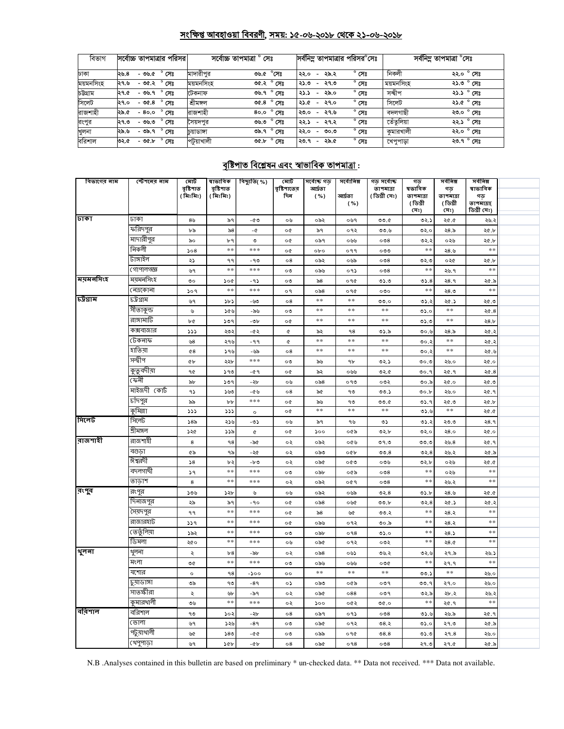## সংক্ষিপ্ত আবহাওয়া বিবরণী, সময়: ১৫-০৬-২০১৮ থেকে ২১-০৬-২০১৮

| বিভাগ | সর্বোচ্চ তাপমাত্রার পরিসর | সর্বোচ্চ তাপমাত্রা ° সেঃ | | সর্বনিম্ন তাপমাত্রার পরিসর°সেঃ | সর্বনিম্ন তাপমাত্রা °সেঃ | |
|---|---|---|---|---|---|---|
| ঢাকা | ২৬.৪ - ৩৬.৫ ° সেঃ | মাদারীপুর | ৩৬.৫ °সেঃ | ২২.০ - ২৯.২ ° সেঃ | নিকলী | ২২.০ ° সেঃ |
| ময়মনসিংহ | ২৭.৬ - ৩৫.২ ° সেঃ | ময়মনসিংহ | ৩৫.২ ° সেঃ | ২১.৩ - ২৭.৩ ° সেঃ | ময়মনসিংহ | ২১.৩ ° সেঃ |
| চট্টগ্রাম | ২৭.৫ - ৩৬.৭ ° সেঃ | টেকনাফ | ৩৬.৭ ° সেঃ | ২১.১ - ২৯.০ ° সেঃ | সন্দ্বীপ | ২১.১ ° সেঃ |
| সিলেট | ২৭.০ - ৩৫.৪ ° সেঃ | শ্রীমঙ্গল | ৩৫.৪ ° সেঃ | ২১.৫ - ২৭.০ ° সেঃ | সিলেট | ২১.৫ ° সেঃ |
| রাজশাহী | ২৯.৫ - ৪০.০ ° সেঃ | রাজশাহী | ৪০.০ ° সেঃ | ২৩.০ - ২৭.৬ ° সেঃ | বদলগাছী | ২৩.০ ° সেঃ |
| রংপুর | ২৭.৩ - ৩৬.৩ ° সেঃ | সৈয়দপুর | ৩৬.৩ ° সেঃ | ২২.১ - ২৭.২ ° সেঃ | তেঁতুলিয়া | ২২.১ ° সেঃ |
| খুলনা | ২৯.৬ - ৩৯.৭ ° সেঃ | চুয়াডাঙ্গা | ৩৯.৭ ° সেঃ | ২২.০ - ৩০.৩ ° সেঃ | কুমারখালী | ২২.০ ° সেঃ |
| বরিশাল | ৩২.৫ - ৩৫.৮ ° সেঃ | পটুয়াখালী | ৩৫.৮ ° সেঃ | ২৩.৭ - ২৯.৫ ° সেঃ | খেপুপাড়া | ২৩.৭ ° সেঃ |

## বৃষ্টিপাত বিশ্লেষন এবং স্বাভাবিক তাপমাত্রা :

| বিভাগের নাম | স্টেশনের নাম | মোট বৃষ্টিপাত (মিঃমিঃ) | স্বাভাবিক বৃষ্টিপাত (মিঃমিঃ) | বিচ্যুতি(%) | মোট বৃষ্টিপাতের দিন | সর্বোচ্চ গড় আর্দ্রতা (%) | সর্বোনিম্ন আর্দ্রতা (%) | গড় সর্বোচ্চ তাপমাত্রা (ডিগ্রী সেঃ) | গড় স্বভাবিক তাপমাত্রা (ডিগ্রী সেঃ) | সর্বনিম্ন গড় তাপমাত্রা (ডিগ্রী সেঃ) | সর্বনিম্ন স্বাভাবিক গড় তাপমাত্রা( ডিগ্রী সেঃ) |
|---|---|---|---|---|---|---|---|---|---|---|---|
| ঢাকা | ঢাকা | ৪৬ | ৯৭ | -৫৩ | ০৬ | ০৯২ | ০৬৭ | ৩৩.৫ | ৩২.১ | ২৫.৫ | ২৬.২ |
| | ফরিদপুর | ৮৯ | ৯৪ | -৫ | ০৫ | ৯৭ | ০৭২ | ৩৩.৬ | ৩২.০ | ২৪.৯ | ২৫.৮ |
| | মাদারীপুর | ৯০ | ৮৭ | ৩ | ০৫ | ০৯৭ | ০৬৬ | ০৩৪ | ৩২.২ | ০২৬ | ২৫.৮ |
| | নিকলী | ১০৪ | ** | *** | ০৫ | ০৮০ | ০৭৭ | ০৩৩ | ** | ২৪.৬ | ** |
| | টাঙ্গাইল | ২১ | ৭৭ | -৭৩ | ০৪ | ০৯২ | ০৬৯ | ০৩৪ | ৩২.৩ | ০২৫ | ২৫.৮ |
| | গোপালগঞ্জ | ৬৭ | ** | *** | ০৩ | ০৯৬ | ০৭১ | ০৩৪ | ** | ২৬.৭ | ** |
| ময়মনসিংহ | ময়মনসিংহ | ৩০ | ১০৫ | -৭১ | ০৩ | ৯৪ | ০৭৫ | ৩১.৩ | ৩১.৪ | ২৪.৭ | ২৫.৯ |
| | নেত্রকোনা | ১০৭ | ** | *** | ০৭ | ০৯৪ | ০৭৫ | ০৩০ | ** | ২৪.৩ | ** |
| চট্টগ্রাম | চট্টগ্রাম | ৬৭ | ১৮১ | -৬৩ | ০৪ | ** | ** | ৩৩.০ | ৩১.২ | ২৫.১ | ২৫.৩ |
| | সীতাকুন্ড | ৬ | ১৫৬ | -৯৬ | ০৩ | ** | ** | ** | ৩১.০ | ** | ২৫.৪ |
| | রাঙ্গামাটি | ৮৫ | ১৩৭ | -৩৮ | ০৫ | ** | ** | ** | ৩১.৩ | ** | ২৪.৮ |
| | কক্সবাজার | ১১১ | ২৩২ | -৫২ | ৫ | ৯২ | ৭৪ | ৩১.৯ | ৩০.৬ | ২৪.৯ | ২৫.২ |
| | টেকনাফ | ৬৪ | ২৭৬ | -৭৭ | ৫ | ** | ** | ** | ৩০.২ | ** | ২৫.২ |
| | হাতিয়া | ৫৪ | ১৭৬ | -৬৯ | ০৪ | ** | ** | ** | ৩০.২ | ** | ২৫.৬ |
| | সন্দ্বীপ | ৫৮ | ২২৮ | *** | ০৩ | ৯৬ | ৭৮ | ৩২.১ | ৩০.৩ | ২৬.০ | ২৫.০ |
| | কুতুবদীয়া | ৭৫ | ১৭৩ | -৫৭ | ০৫ | ৯২ | ০৬৬ | ৩২.৫ | ৩০.৭ | ২৫.৭ | ২৫.৪ |
| | ফেনী | ৯৮ | ১৩৭ | -২৮ | ০৬ | ০৯৪ | ০৭৩ | ০৩২ | ৩০.৯ | ২৫.০ | ২৫.৩ |
| | মাইজদী কোর্ট | ৭১ | ১৬৩ | -৫৬ | ০৪ | ৯৫ | ৭৩ | ৩৩.১ | ৩০.৮ | ২৬.০ | ২৫.৭ |
| | চাঁদপুর | ৯৯ | ৮৮ | *** | ০৫ | ৯৬ | ৭৩ | ৩৩.৫ | ৩১.৭ | ২৫.৩ | ২৫.৮ |
| | কুমিল্লা | ১১১ | ১১১ | ০ | ০৫ | ** | ** | ** | ৩১.৬ | ** | ২৫.৫ |
| সিলেট | সিলেট | ১৪৯ | ২১৬ | -৩১ | ০৬ | ৯৭ | ৭৬ | ৩১ | ৩১.২ | ২৩.৩ | ২৪.৭ |
| | শ্রীমঙ্গল | ১২৫ | ১১৯ | ৫ | ০৫ | ১০০ | ০৫৯ | ৩২.৮ | ৩২.০ | ২৪.০ | ২৫.০ |
| রাজশাহী | রাজশাহী | ৪ | ৭৪ | -৯৫ | ০২ | ০৯২ | ০৫৬ | ৩৭.৩ | ৩৩.৩ | ২৬.৪ | ২৫.৭ |
| | বগুড়া | ৫৯ | ৭৯ | -২৫ | ০২ | ০৯৩ | ০৫৮ | ৩৩.৪ | ৩২.৪ | ২৬.২ | ২৫.৯ |
| | ঈশ্বরদী | ১৪ | ৮২ | -৮৩ | ০২ | ০৯৫ | ০৫৩ | ০৩৬ | ৩২.৮ | ০২৬ | ২৫.৫ |
| | বদলগাছী | ১৭ | ** | *** | ০৩ | ০৯৮ | ০৫৯ | ০৩৪ | ** | ০২৬ | ** |
| | তাড়াশ | ৪ | ** | *** | ০২ | ০৯২ | ০৫৭ | ০৩৪ | ** | ২৬.২ | ** |
| রংপুর | রংপুর | ১৩৬ | ১২৮ | ৬ | ০৬ | ০৯২ | ০৬৯ | ৩২.৪ | ৩১.৮ | ২৪.৬ | ২৫.৫ |
| | দিনাজপুর | ২৯ | ৯৭ | -৭০ | ০৫ | ০৯৪ | ০৬৫ | ৩৩.৮ | ৩২.৪ | ২৫.১ | ২৫.২ |
| | সৈয়দপুর | ৭৭ | ** | *** | ০৫ | ৯৪ | ৬৫ | ৩৩.২ | ** | ২৪.২ | ** |
| | রাজারহাট | ১১৭ | ** | *** | ০৫ | ০৯৬ | ০৭২ | ৩০.৯ | ** | ২৪.২ | ** |
| | তেতুঁলিয়া | ১৯২ | ** | *** | ০৩ | ০৯৮ | ০৭৪ | ৩১.০ | ** | ২৪.১ | ** |
| | ডিমলা | ২৫০ | ** | *** | ০৬ | ০৯৫ | ০৭২ | ০৩২ | ** | ২৪.৫ | ** |
| খুলনা | খুলনা | ২ | ৮৪ | -৯৮ | ০২ | ০৯৪ | ০৬১ | ৩৬.২ | ৩২.৬ | ২৭.৯ | ২৬.১ |
| | মংলা | ৩৫ | ** | *** | ০৩ | ০৯৬ | ০৬৬ | ০৩৫ | ** | ২৭.৭ | ** |
| | যশোর | ০ | ৭৪ | -১০০ | ০০ | ** | ** | ** | ৩৩.১ | ** | ২৬.০ |
| | চুয়াডাঙ্গা | ৩৯ | ৭৩ | -৪৭ | ০১ | ০৯৩ | ০৫৯ | ০৩৭ | ৩৩.৭ | ২৭.০ | ২৬.০ |
| | সাতক্ষীরা | ২ | ৬৮ | -৯৭ | ০২ | ০৯৫ | ০৪৪ | ০৩৭ | ৩২.৯ | ২৮.২ | ২৬.২ |
| | কুমারখালী | ৩৬ | ** | *** | ০২ | ১০০ | ০৫২ | ৩৫.০ | ** | ২৫.৭ | ** |
| বরিশাল | বরিশাল | ৭৩ | ১০২ | -২৮ | ০৪ | ০৯৭ | ০৭১ | ০৩৪ | ৩১.৬ | ২৬.৯ | ২৫.৭ |
| | ভোলা | ৬৭ | ১২৬ | -৪৭ | ০৩ | ০৯৫ | ০৭২ | ৩৪.২ | ৩১.০ | ২৭.৩ | ২৫.৯ |
| | পটুয়াখালী | ৬৫ | ১৪৩ | -৫৫ | ০৩ | ০৯৯ | ০৭৫ | ৩৪.৪ | ৩১.৩ | ২৭.৪ | ২৬.০ |
| | খেপুপাড়া | ৬৭ | ১৫৮ | -৫৮ | ০৪ | ০৯৫ | ০৭৪ | ০৩৪ | ২৭.৩ | ২৭.৫ | ২৫.৯ |

N.B .Analyses contained in this bulletin are based on preliminary * un-checked data. ** Data not received. *** Data not available.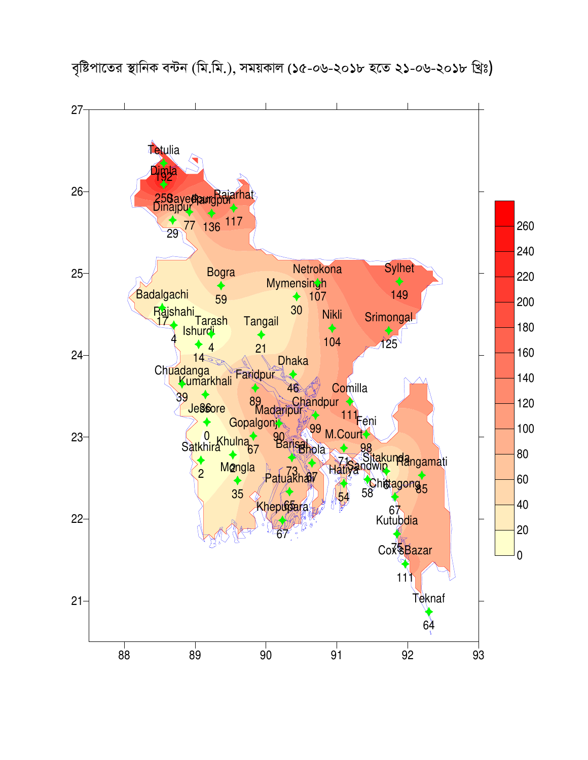বৃষ্টিপাতের স্থানিক বন্টন (মি.মি.), সময়কাল (১৫-০৬-২০১৮ হতে ২১-০৬-২০১৮ খ্রিঃ)

Tetulia 192
Dimla 258
Saidpur 77
Rangpur 136
Rajarhat 117
Dinajpur 29
Bogra 59
Netrokona 107
Mymensingh 30
Sylhet 149
Badalgachi 17
Rajshahi 4
Tarash 4
Ishurdi 14
Tangail 21
Nikli 104
Srimongal 125
Dhaka 46
Chuadanga 39
Kumarkhali 36
Faridpur 89
Comilla 111
Jessore 0
Madaripur 90
Chandpur 99
Gopalgonj 67
Feni 98
Khulna 2
Satkhira 2
Barisal 73
Bhola 67
M.Court 71
Mongla 35
Hatiya 54
Sandwip 58
Sitakunda 6
Rangamati 85
Patuakhali 65
Chittagong 67
Khepupara 67
Kutubdia 75
Cox's Bazar 111
Teknaf 64

27
26
25
24
23
22
21

88
89
90
91
92
93

0
20
40
60
80
100
120
140
160
180
200
220
240
260